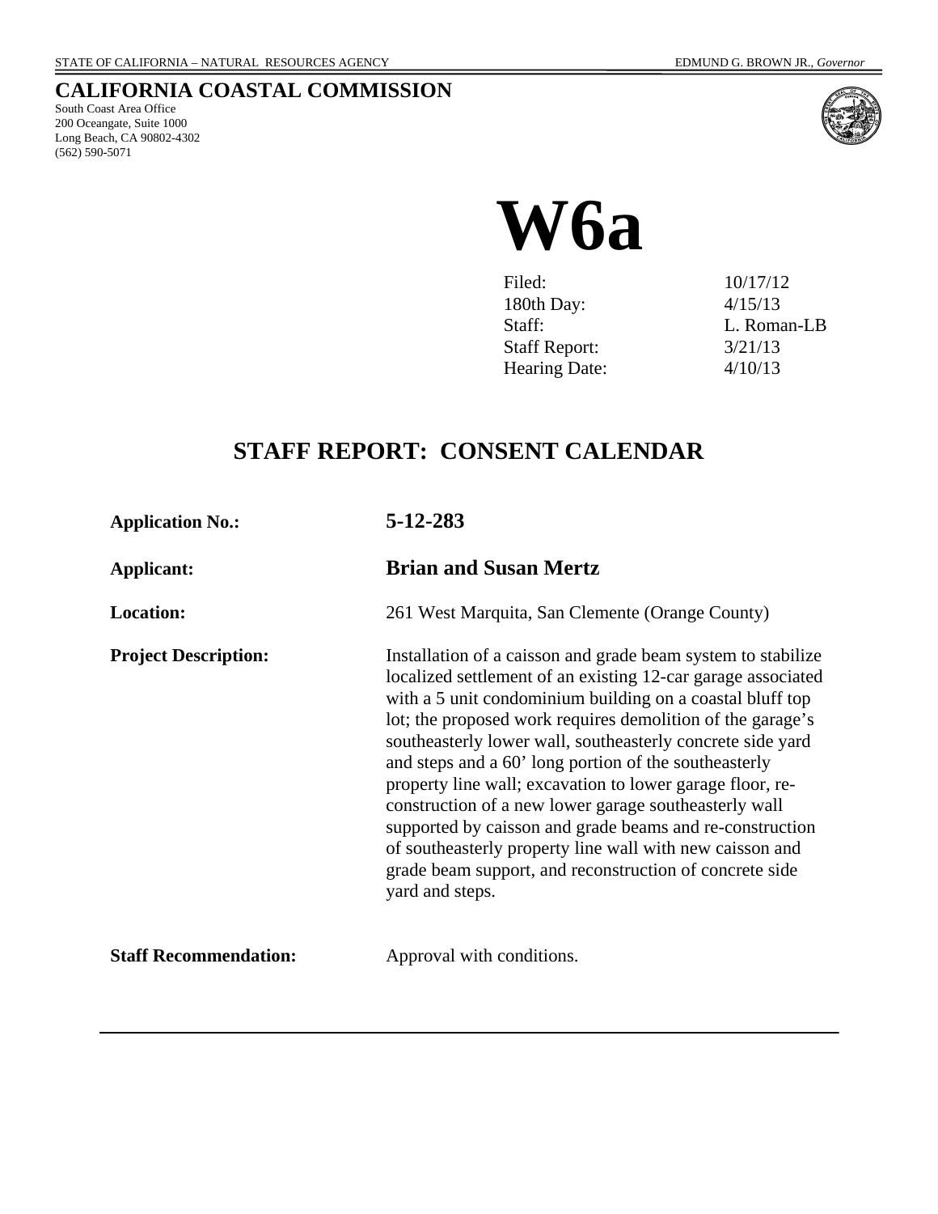STATE OF CALIFORNIA – NATURAL RESOURCES AGENCY EDMUND G. BROWN JR., *Governor*

# CALIFORNIA COASTAL COMMISSION

South Coast Area Office
200 Oceangate, Suite 1000
Long Beach, CA 90802-4302
(562) 590-5071

# W6a

| | |
|---|---|
| Filed: | 10/17/12 |
| 180th Day: | 4/15/13 |
| Staff: | L. Roman-LB |
| Staff Report: | 3/21/13 |
| Hearing Date: | 4/10/13 |

## STAFF REPORT: CONSENT CALENDAR

**Application No.:** **5-12-283**

**Applicant:** **Brian and Susan Mertz**

**Location:** 261 West Marquita, San Clemente (Orange County)

**Project Description:** Installation of a caisson and grade beam system to stabilize localized settlement of an existing 12-car garage associated with a 5 unit condominium building on a coastal bluff top lot; the proposed work requires demolition of the garage's southeasterly lower wall, southeasterly concrete side yard and steps and a 60' long portion of the southeasterly property line wall; excavation to lower garage floor, re-construction of a new lower garage southeasterly wall supported by caisson and grade beams and re-construction of southeasterly property line wall with new caisson and grade beam support, and reconstruction of concrete side yard and steps.

**Staff Recommendation:** Approval with conditions.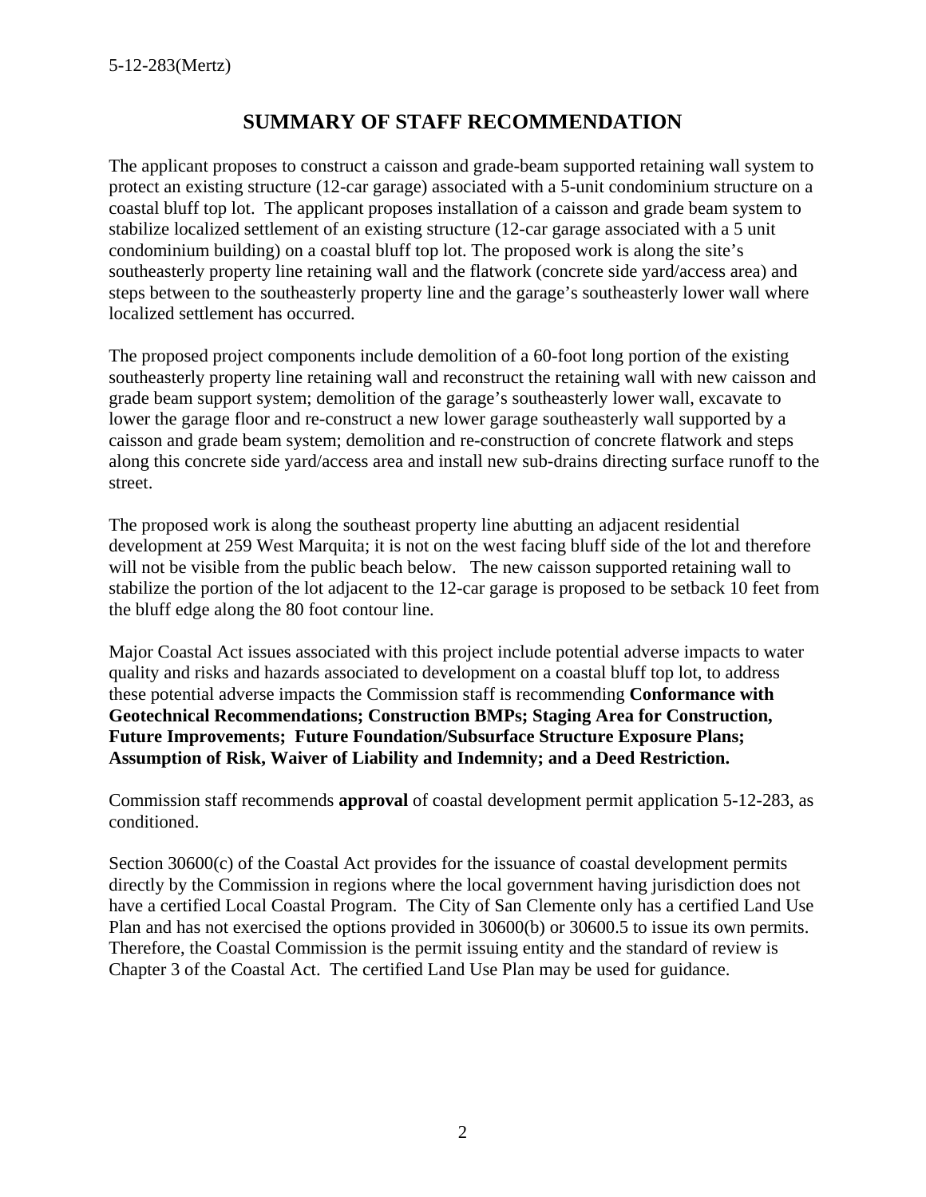## SUMMARY OF STAFF RECOMMENDATION

The applicant proposes to construct a caisson and grade-beam supported retaining wall system to protect an existing structure (12-car garage) associated with a 5-unit condominium structure on a coastal bluff top lot. The applicant proposes installation of a caisson and grade beam system to stabilize localized settlement of an existing structure (12-car garage associated with a 5 unit condominium building) on a coastal bluff top lot. The proposed work is along the site's southeasterly property line retaining wall and the flatwork (concrete side yard/access area) and steps between to the southeasterly property line and the garage's southeasterly lower wall where localized settlement has occurred.

The proposed project components include demolition of a 60-foot long portion of the existing southeasterly property line retaining wall and reconstruct the retaining wall with new caisson and grade beam support system; demolition of the garage's southeasterly lower wall, excavate to lower the garage floor and re-construct a new lower garage southeasterly wall supported by a caisson and grade beam system; demolition and re-construction of concrete flatwork and steps along this concrete side yard/access area and install new sub-drains directing surface runoff to the street.

The proposed work is along the southeast property line abutting an adjacent residential development at 259 West Marquita; it is not on the west facing bluff side of the lot and therefore will not be visible from the public beach below. The new caisson supported retaining wall to stabilize the portion of the lot adjacent to the 12-car garage is proposed to be setback 10 feet from the bluff edge along the 80 foot contour line.

Major Coastal Act issues associated with this project include potential adverse impacts to water quality and risks and hazards associated to development on a coastal bluff top lot, to address these potential adverse impacts the Commission staff is recommending **Conformance with Geotechnical Recommendations; Construction BMPs; Staging Area for Construction, Future Improvements; Future Foundation/Subsurface Structure Exposure Plans; Assumption of Risk, Waiver of Liability and Indemnity; and a Deed Restriction.**

Commission staff recommends **approval** of coastal development permit application 5-12-283, as conditioned.

Section 30600(c) of the Coastal Act provides for the issuance of coastal development permits directly by the Commission in regions where the local government having jurisdiction does not have a certified Local Coastal Program. The City of San Clemente only has a certified Land Use Plan and has not exercised the options provided in 30600(b) or 30600.5 to issue its own permits. Therefore, the Coastal Commission is the permit issuing entity and the standard of review is Chapter 3 of the Coastal Act. The certified Land Use Plan may be used for guidance.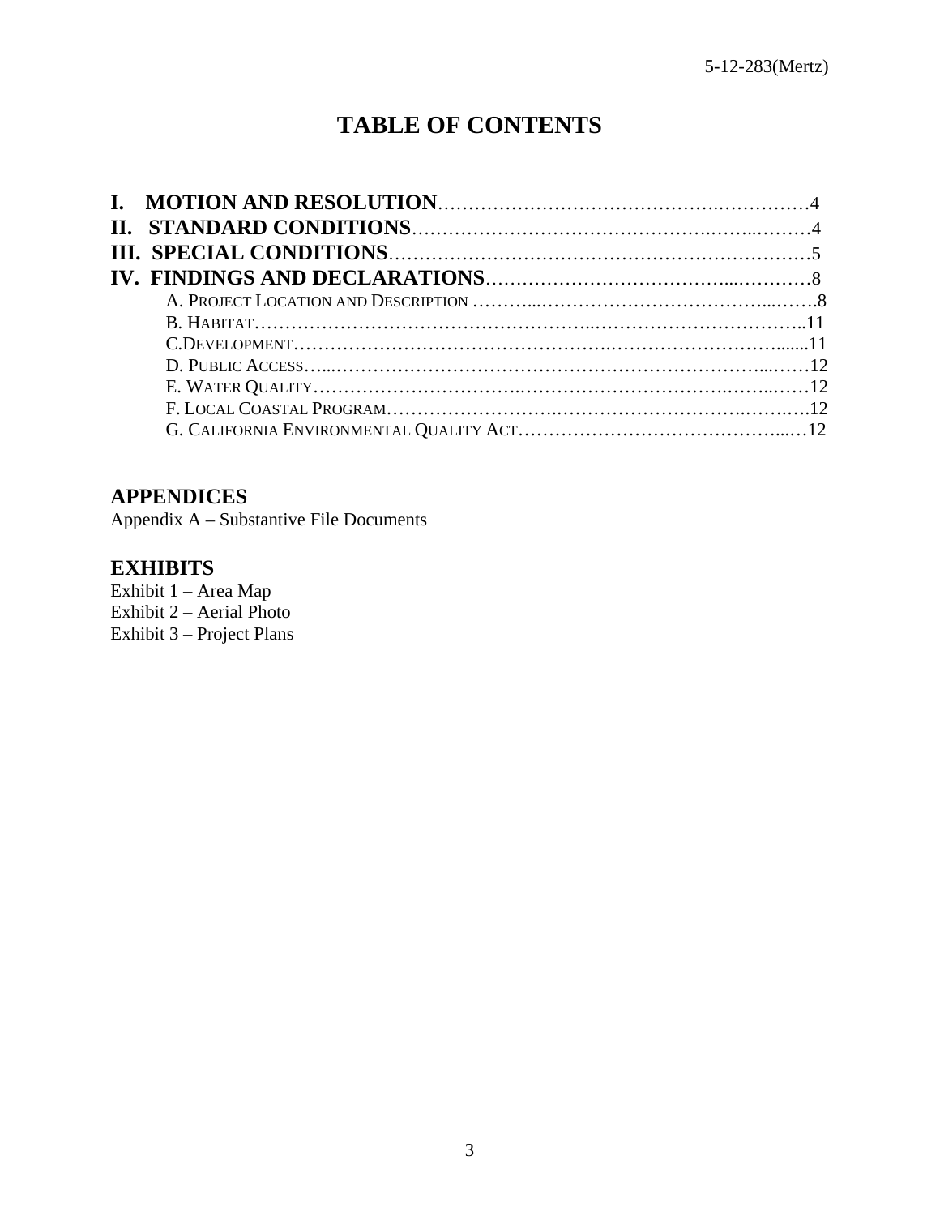# TABLE OF CONTENTS

**I. MOTION AND RESOLUTION**……………………………………….……………4
**II. STANDARD CONDITIONS**………………………………………….……..………4
**III. SPECIAL CONDITIONS**…………………………………………………………5
**IV. FINDINGS AND DECLARATIONS**………………………………...…………8
- A. PROJECT LOCATION AND DESCRIPTION ………...…………………………………...…….8
- B. HABITAT…………………………………………..……………………………..11
- C.DEVELOPMENT……………………………………….……………………….......11
- D. PUBLIC ACCESS…...……………………………………………………………...……12
- E. WATER QUALITY……………………….…………………………….……..……12
- F. LOCAL COASTAL PROGRAM…………………….………………………….……..….12
- G. CALIFORNIA ENVIRONMENTAL QUALITY ACT……………………………………...…12

## APPENDICES

Appendix A – Substantive File Documents

## EXHIBITS

Exhibit 1 – Area Map
Exhibit 2 – Aerial Photo
Exhibit 3 – Project Plans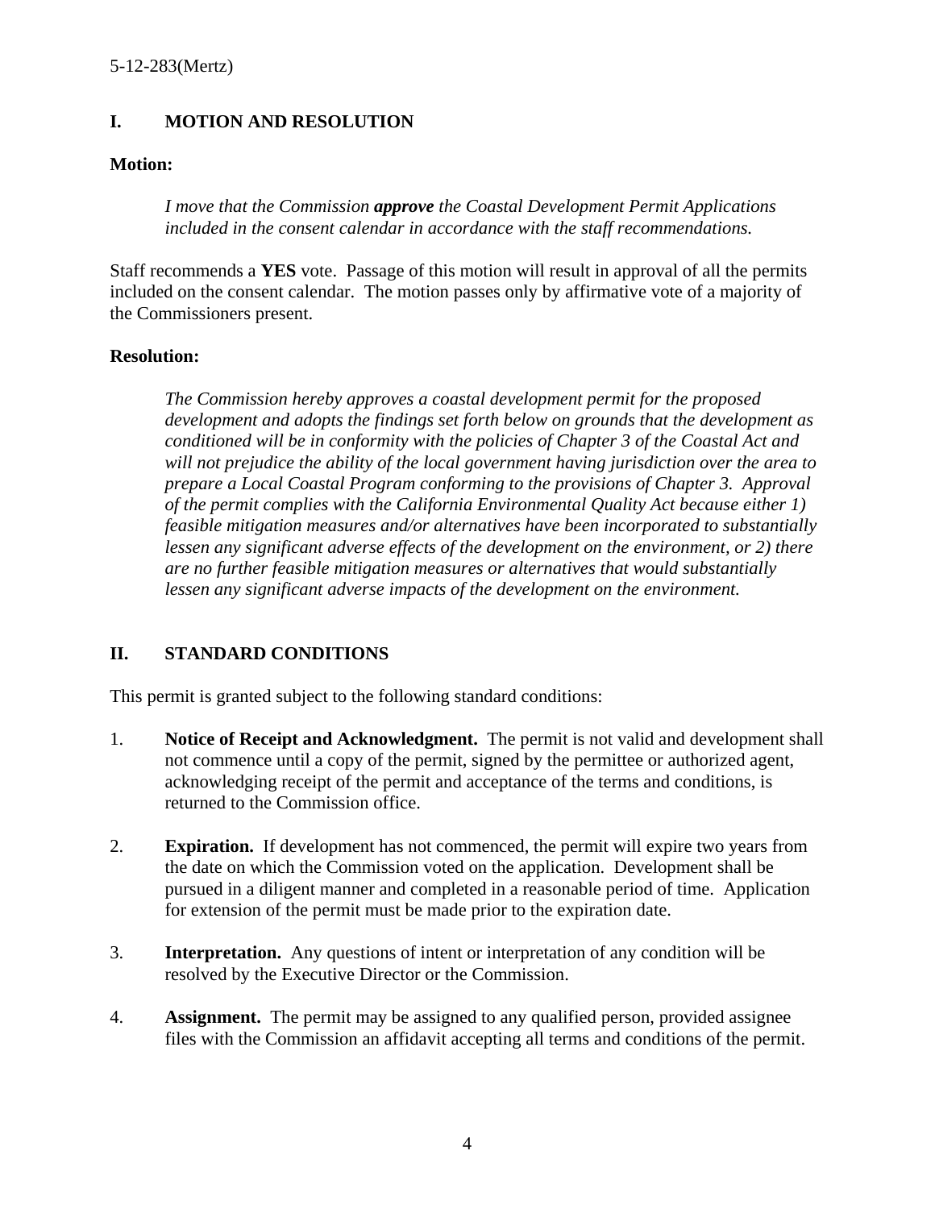## I. MOTION AND RESOLUTION

**Motion:**

*I move that the Commission **approve** the Coastal Development Permit Applications included in the consent calendar in accordance with the staff recommendations.*

Staff recommends a **YES** vote. Passage of this motion will result in approval of all the permits included on the consent calendar. The motion passes only by affirmative vote of a majority of the Commissioners present.

**Resolution:**

*The Commission hereby approves a coastal development permit for the proposed development and adopts the findings set forth below on grounds that the development as conditioned will be in conformity with the policies of Chapter 3 of the Coastal Act and will not prejudice the ability of the local government having jurisdiction over the area to prepare a Local Coastal Program conforming to the provisions of Chapter 3. Approval of the permit complies with the California Environmental Quality Act because either 1) feasible mitigation measures and/or alternatives have been incorporated to substantially lessen any significant adverse effects of the development on the environment, or 2) there are no further feasible mitigation measures or alternatives that would substantially lessen any significant adverse impacts of the development on the environment.*

## II. STANDARD CONDITIONS

This permit is granted subject to the following standard conditions:

1. **Notice of Receipt and Acknowledgment.** The permit is not valid and development shall not commence until a copy of the permit, signed by the permittee or authorized agent, acknowledging receipt of the permit and acceptance of the terms and conditions, is returned to the Commission office.

2. **Expiration.** If development has not commenced, the permit will expire two years from the date on which the Commission voted on the application. Development shall be pursued in a diligent manner and completed in a reasonable period of time. Application for extension of the permit must be made prior to the expiration date.

3. **Interpretation.** Any questions of intent or interpretation of any condition will be resolved by the Executive Director or the Commission.

4. **Assignment.** The permit may be assigned to any qualified person, provided assignee files with the Commission an affidavit accepting all terms and conditions of the permit.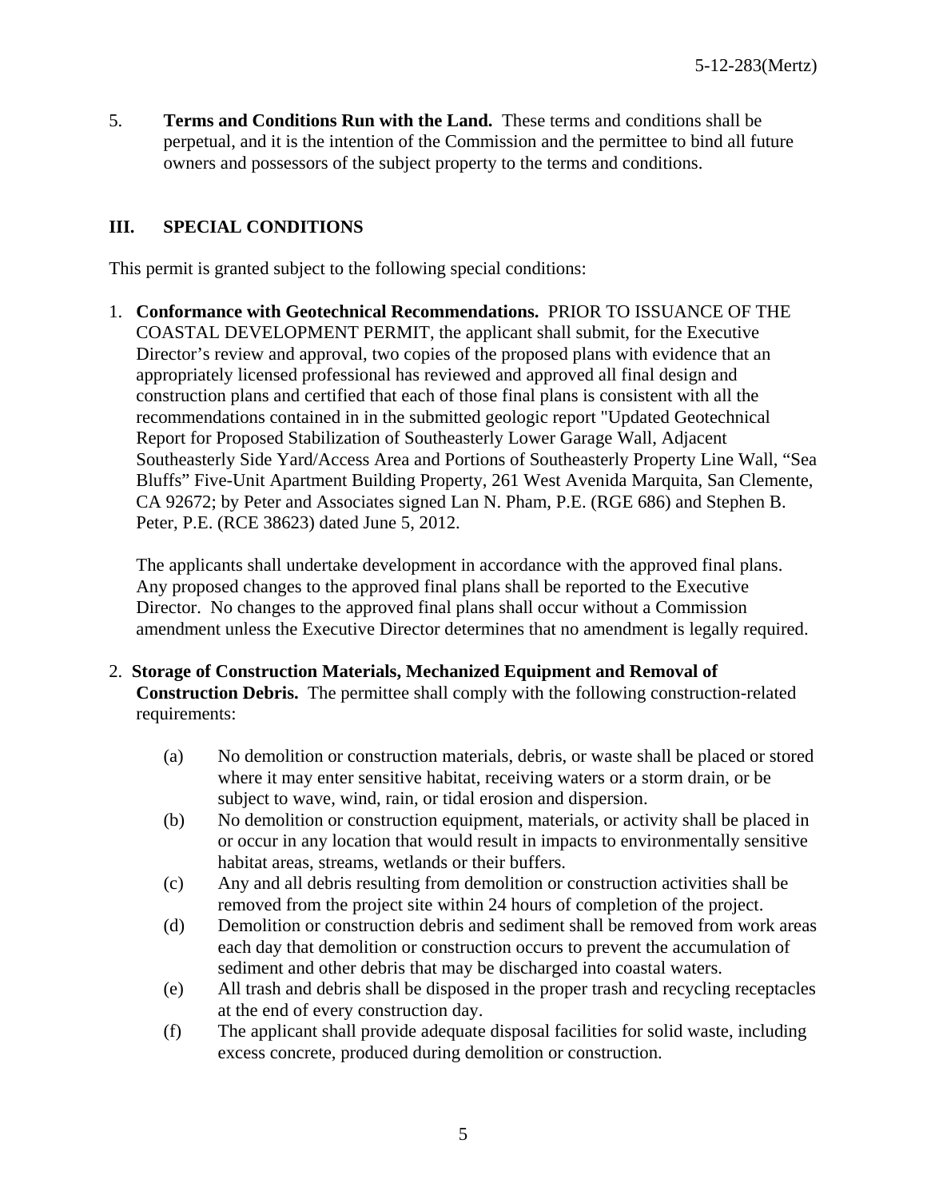5. **Terms and Conditions Run with the Land.** These terms and conditions shall be perpetual, and it is the intention of the Commission and the permittee to bind all future owners and possessors of the subject property to the terms and conditions.

## III. SPECIAL CONDITIONS

This permit is granted subject to the following special conditions:

1. **Conformance with Geotechnical Recommendations.** PRIOR TO ISSUANCE OF THE COASTAL DEVELOPMENT PERMIT, the applicant shall submit, for the Executive Director's review and approval, two copies of the proposed plans with evidence that an appropriately licensed professional has reviewed and approved all final design and construction plans and certified that each of those final plans is consistent with all the recommendations contained in in the submitted geologic report "Updated Geotechnical Report for Proposed Stabilization of Southeasterly Lower Garage Wall, Adjacent Southeasterly Side Yard/Access Area and Portions of Southeasterly Property Line Wall, "Sea Bluffs" Five-Unit Apartment Building Property, 261 West Avenida Marquita, San Clemente, CA 92672; by Peter and Associates signed Lan N. Pham, P.E. (RGE 686) and Stephen B. Peter, P.E. (RCE 38623) dated June 5, 2012.

   The applicants shall undertake development in accordance with the approved final plans. Any proposed changes to the approved final plans shall be reported to the Executive Director. No changes to the approved final plans shall occur without a Commission amendment unless the Executive Director determines that no amendment is legally required.

2. **Storage of Construction Materials, Mechanized Equipment and Removal of Construction Debris.** The permittee shall comply with the following construction-related requirements:

   (a) No demolition or construction materials, debris, or waste shall be placed or stored where it may enter sensitive habitat, receiving waters or a storm drain, or be subject to wave, wind, rain, or tidal erosion and dispersion.

   (b) No demolition or construction equipment, materials, or activity shall be placed in or occur in any location that would result in impacts to environmentally sensitive habitat areas, streams, wetlands or their buffers.

   (c) Any and all debris resulting from demolition or construction activities shall be removed from the project site within 24 hours of completion of the project.

   (d) Demolition or construction debris and sediment shall be removed from work areas each day that demolition or construction occurs to prevent the accumulation of sediment and other debris that may be discharged into coastal waters.

   (e) All trash and debris shall be disposed in the proper trash and recycling receptacles at the end of every construction day.

   (f) The applicant shall provide adequate disposal facilities for solid waste, including excess concrete, produced during demolition or construction.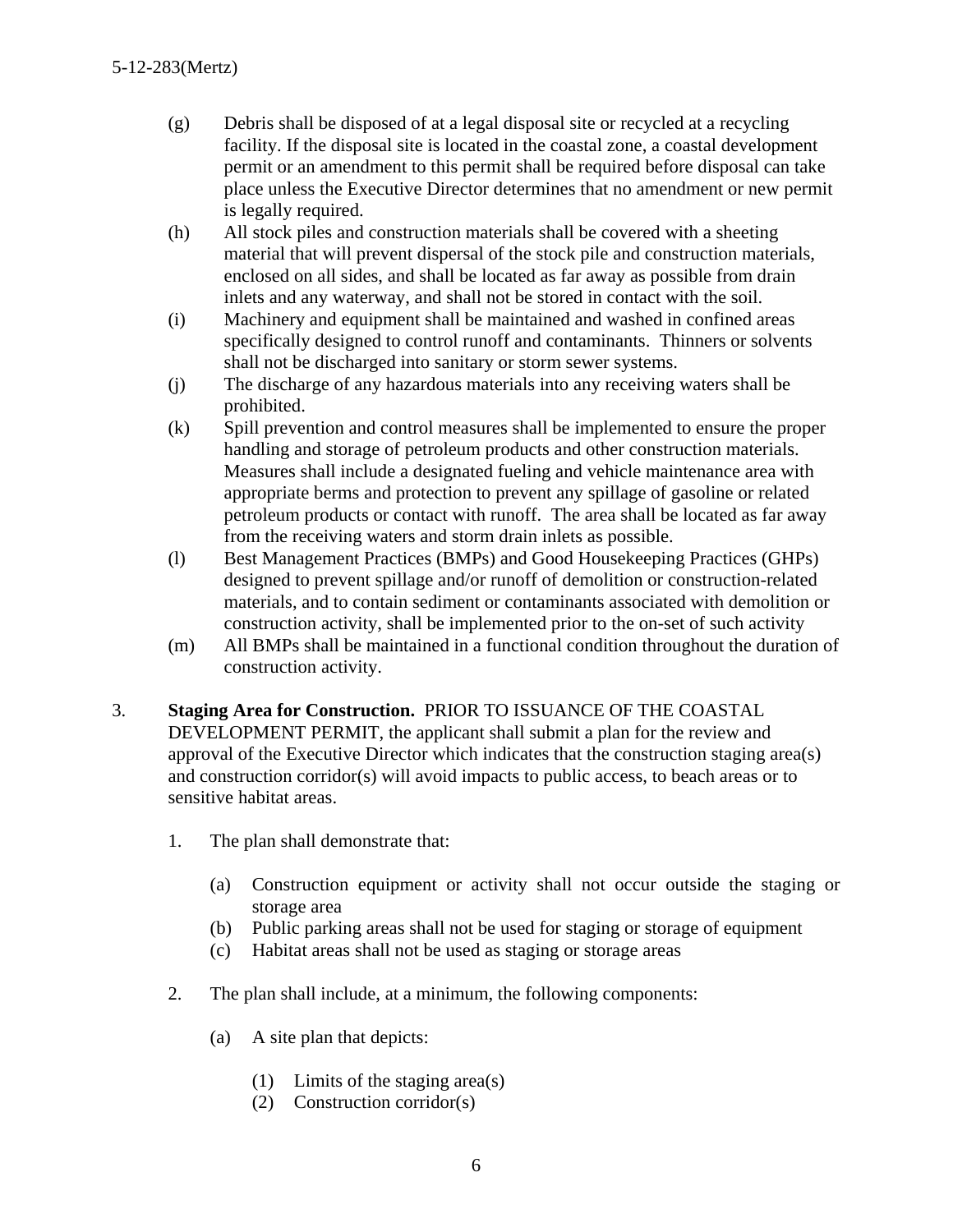(g) Debris shall be disposed of at a legal disposal site or recycled at a recycling facility. If the disposal site is located in the coastal zone, a coastal development permit or an amendment to this permit shall be required before disposal can take place unless the Executive Director determines that no amendment or new permit is legally required.

(h) All stock piles and construction materials shall be covered with a sheeting material that will prevent dispersal of the stock pile and construction materials, enclosed on all sides, and shall be located as far away as possible from drain inlets and any waterway, and shall not be stored in contact with the soil.

(i) Machinery and equipment shall be maintained and washed in confined areas specifically designed to control runoff and contaminants. Thinners or solvents shall not be discharged into sanitary or storm sewer systems.

(j) The discharge of any hazardous materials into any receiving waters shall be prohibited.

(k) Spill prevention and control measures shall be implemented to ensure the proper handling and storage of petroleum products and other construction materials. Measures shall include a designated fueling and vehicle maintenance area with appropriate berms and protection to prevent any spillage of gasoline or related petroleum products or contact with runoff. The area shall be located as far away from the receiving waters and storm drain inlets as possible.

(l) Best Management Practices (BMPs) and Good Housekeeping Practices (GHPs) designed to prevent spillage and/or runoff of demolition or construction-related materials, and to contain sediment or contaminants associated with demolition or construction activity, shall be implemented prior to the on-set of such activity

(m) All BMPs shall be maintained in a functional condition throughout the duration of construction activity.

3. **Staging Area for Construction.** PRIOR TO ISSUANCE OF THE COASTAL DEVELOPMENT PERMIT, the applicant shall submit a plan for the review and approval of the Executive Director which indicates that the construction staging area(s) and construction corridor(s) will avoid impacts to public access, to beach areas or to sensitive habitat areas.

   1. The plan shall demonstrate that:

      (a) Construction equipment or activity shall not occur outside the staging or storage area
      (b) Public parking areas shall not be used for staging or storage of equipment
      (c) Habitat areas shall not be used as staging or storage areas

   2. The plan shall include, at a minimum, the following components:

      (a) A site plan that depicts:

         (1) Limits of the staging area(s)
         (2) Construction corridor(s)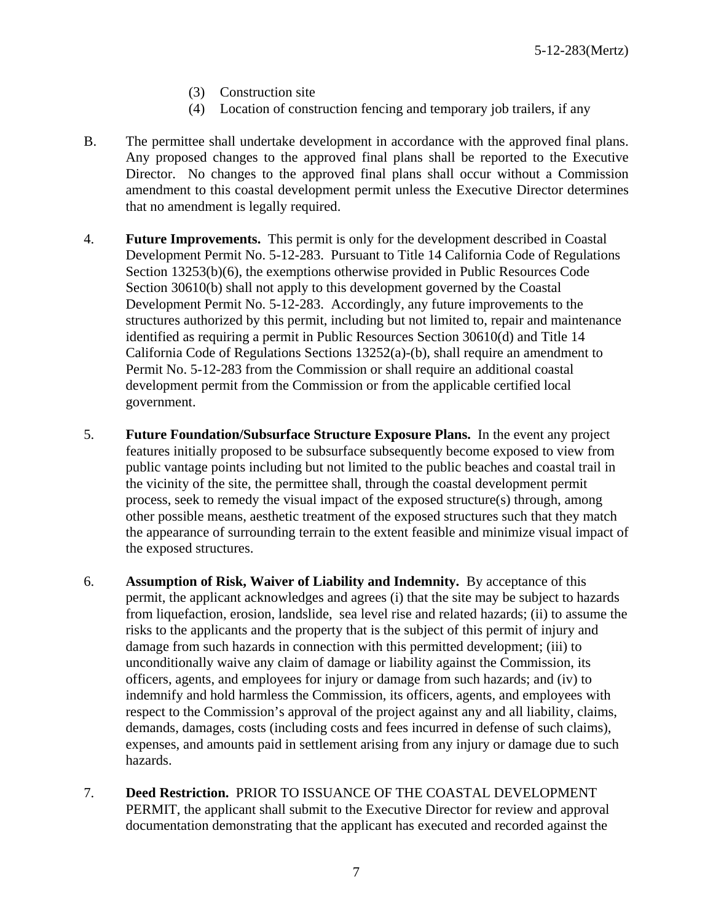(3) Construction site
(4) Location of construction fencing and temporary job trailers, if any

B. The permittee shall undertake development in accordance with the approved final plans. Any proposed changes to the approved final plans shall be reported to the Executive Director. No changes to the approved final plans shall occur without a Commission amendment to this coastal development permit unless the Executive Director determines that no amendment is legally required.

4. **Future Improvements.** This permit is only for the development described in Coastal Development Permit No. 5-12-283. Pursuant to Title 14 California Code of Regulations Section 13253(b)(6), the exemptions otherwise provided in Public Resources Code Section 30610(b) shall not apply to this development governed by the Coastal Development Permit No. 5-12-283. Accordingly, any future improvements to the structures authorized by this permit, including but not limited to, repair and maintenance identified as requiring a permit in Public Resources Section 30610(d) and Title 14 California Code of Regulations Sections 13252(a)-(b), shall require an amendment to Permit No. 5-12-283 from the Commission or shall require an additional coastal development permit from the Commission or from the applicable certified local government.

5. **Future Foundation/Subsurface Structure Exposure Plans.** In the event any project features initially proposed to be subsurface subsequently become exposed to view from public vantage points including but not limited to the public beaches and coastal trail in the vicinity of the site, the permittee shall, through the coastal development permit process, seek to remedy the visual impact of the exposed structure(s) through, among other possible means, aesthetic treatment of the exposed structures such that they match the appearance of surrounding terrain to the extent feasible and minimize visual impact of the exposed structures.

6. **Assumption of Risk, Waiver of Liability and Indemnity.** By acceptance of this permit, the applicant acknowledges and agrees (i) that the site may be subject to hazards from liquefaction, erosion, landslide, sea level rise and related hazards; (ii) to assume the risks to the applicants and the property that is the subject of this permit of injury and damage from such hazards in connection with this permitted development; (iii) to unconditionally waive any claim of damage or liability against the Commission, its officers, agents, and employees for injury or damage from such hazards; and (iv) to indemnify and hold harmless the Commission, its officers, agents, and employees with respect to the Commission's approval of the project against any and all liability, claims, demands, damages, costs (including costs and fees incurred in defense of such claims), expenses, and amounts paid in settlement arising from any injury or damage due to such hazards.

7. **Deed Restriction.** PRIOR TO ISSUANCE OF THE COASTAL DEVELOPMENT PERMIT, the applicant shall submit to the Executive Director for review and approval documentation demonstrating that the applicant has executed and recorded against the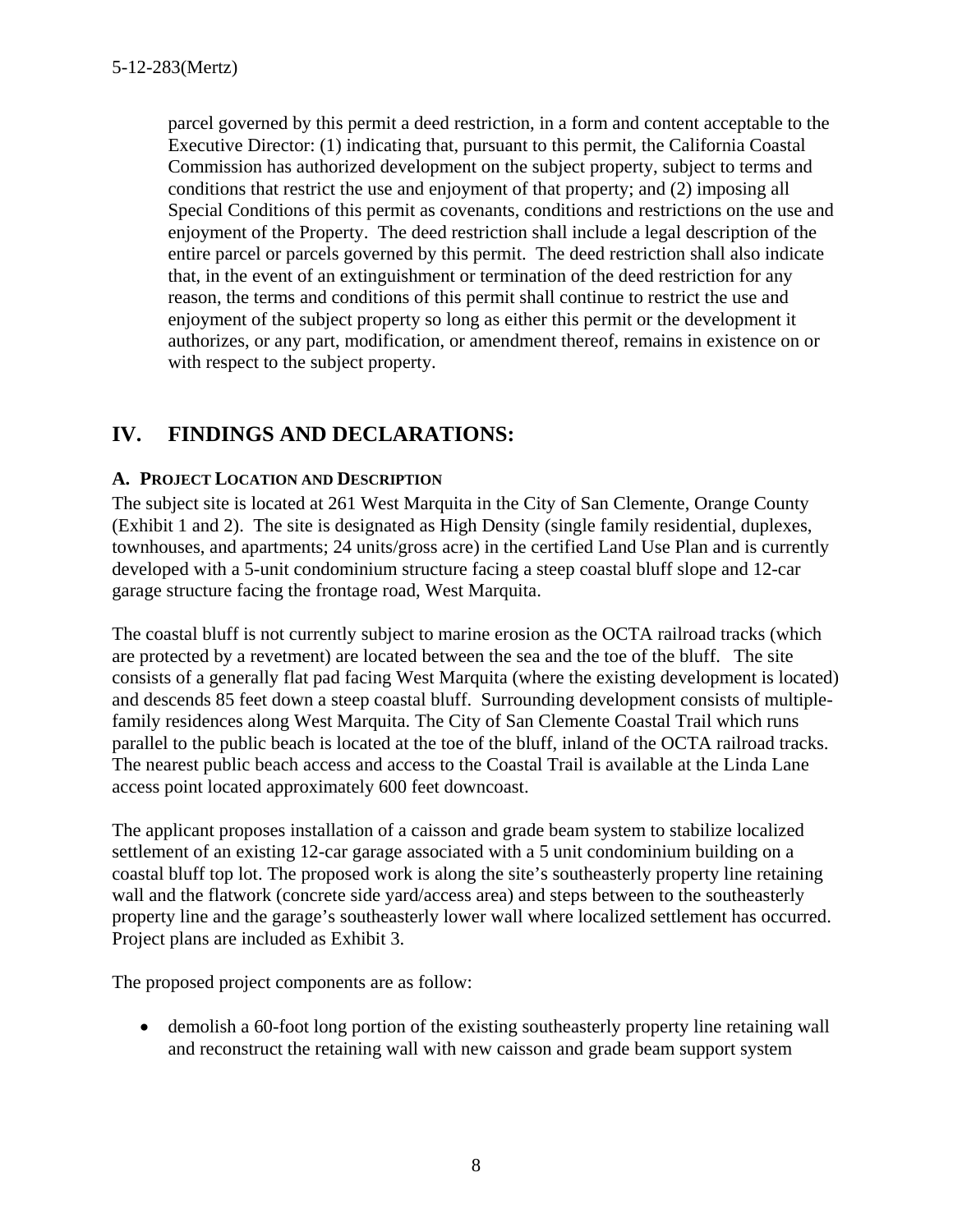parcel governed by this permit a deed restriction, in a form and content acceptable to the Executive Director: (1) indicating that, pursuant to this permit, the California Coastal Commission has authorized development on the subject property, subject to terms and conditions that restrict the use and enjoyment of that property; and (2) imposing all Special Conditions of this permit as covenants, conditions and restrictions on the use and enjoyment of the Property. The deed restriction shall include a legal description of the entire parcel or parcels governed by this permit. The deed restriction shall also indicate that, in the event of an extinguishment or termination of the deed restriction for any reason, the terms and conditions of this permit shall continue to restrict the use and enjoyment of the subject property so long as either this permit or the development it authorizes, or any part, modification, or amendment thereof, remains in existence on or with respect to the subject property.

## IV. FINDINGS AND DECLARATIONS:

### A. PROJECT LOCATION AND DESCRIPTION

The subject site is located at 261 West Marquita in the City of San Clemente, Orange County (Exhibit 1 and 2). The site is designated as High Density (single family residential, duplexes, townhouses, and apartments; 24 units/gross acre) in the certified Land Use Plan and is currently developed with a 5-unit condominium structure facing a steep coastal bluff slope and 12-car garage structure facing the frontage road, West Marquita.

The coastal bluff is not currently subject to marine erosion as the OCTA railroad tracks (which are protected by a revetment) are located between the sea and the toe of the bluff. The site consists of a generally flat pad facing West Marquita (where the existing development is located) and descends 85 feet down a steep coastal bluff. Surrounding development consists of multiple-family residences along West Marquita. The City of San Clemente Coastal Trail which runs parallel to the public beach is located at the toe of the bluff, inland of the OCTA railroad tracks. The nearest public beach access and access to the Coastal Trail is available at the Linda Lane access point located approximately 600 feet downcoast.

The applicant proposes installation of a caisson and grade beam system to stabilize localized settlement of an existing 12-car garage associated with a 5 unit condominium building on a coastal bluff top lot. The proposed work is along the site's southeasterly property line retaining wall and the flatwork (concrete side yard/access area) and steps between to the southeasterly property line and the garage's southeasterly lower wall where localized settlement has occurred. Project plans are included as Exhibit 3.

The proposed project components are as follow:

- demolish a 60-foot long portion of the existing southeasterly property line retaining wall and reconstruct the retaining wall with new caisson and grade beam support system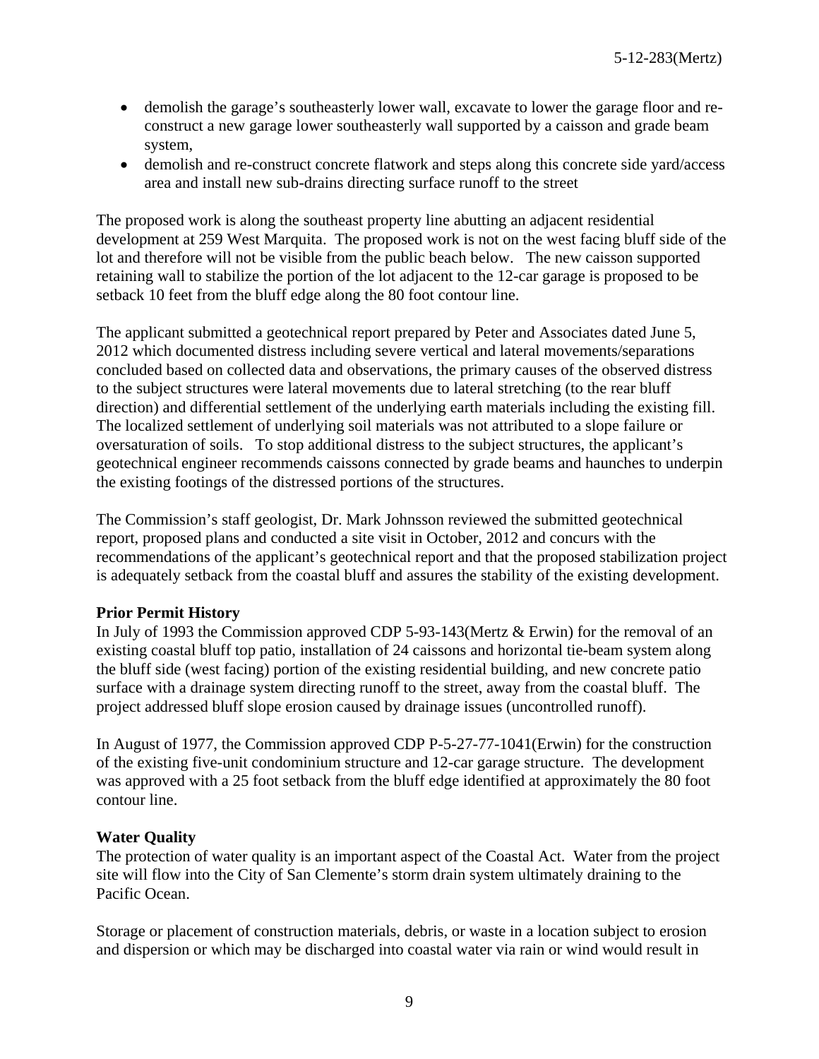- demolish the garage's southeasterly lower wall, excavate to lower the garage floor and re-construct a new garage lower southeasterly wall supported by a caisson and grade beam system,
- demolish and re-construct concrete flatwork and steps along this concrete side yard/access area and install new sub-drains directing surface runoff to the street

The proposed work is along the southeast property line abutting an adjacent residential development at 259 West Marquita. The proposed work is not on the west facing bluff side of the lot and therefore will not be visible from the public beach below. The new caisson supported retaining wall to stabilize the portion of the lot adjacent to the 12-car garage is proposed to be setback 10 feet from the bluff edge along the 80 foot contour line.

The applicant submitted a geotechnical report prepared by Peter and Associates dated June 5, 2012 which documented distress including severe vertical and lateral movements/separations concluded based on collected data and observations, the primary causes of the observed distress to the subject structures were lateral movements due to lateral stretching (to the rear bluff direction) and differential settlement of the underlying earth materials including the existing fill. The localized settlement of underlying soil materials was not attributed to a slope failure or oversaturation of soils. To stop additional distress to the subject structures, the applicant's geotechnical engineer recommends caissons connected by grade beams and haunches to underpin the existing footings of the distressed portions of the structures.

The Commission's staff geologist, Dr. Mark Johnsson reviewed the submitted geotechnical report, proposed plans and conducted a site visit in October, 2012 and concurs with the recommendations of the applicant's geotechnical report and that the proposed stabilization project is adequately setback from the coastal bluff and assures the stability of the existing development.

**Prior Permit History**

In July of 1993 the Commission approved CDP 5-93-143(Mertz & Erwin) for the removal of an existing coastal bluff top patio, installation of 24 caissons and horizontal tie-beam system along the bluff side (west facing) portion of the existing residential building, and new concrete patio surface with a drainage system directing runoff to the street, away from the coastal bluff. The project addressed bluff slope erosion caused by drainage issues (uncontrolled runoff).

In August of 1977, the Commission approved CDP P-5-27-77-1041(Erwin) for the construction of the existing five-unit condominium structure and 12-car garage structure. The development was approved with a 25 foot setback from the bluff edge identified at approximately the 80 foot contour line.

**Water Quality**

The protection of water quality is an important aspect of the Coastal Act. Water from the project site will flow into the City of San Clemente's storm drain system ultimately draining to the Pacific Ocean.

Storage or placement of construction materials, debris, or waste in a location subject to erosion and dispersion or which may be discharged into coastal water via rain or wind would result in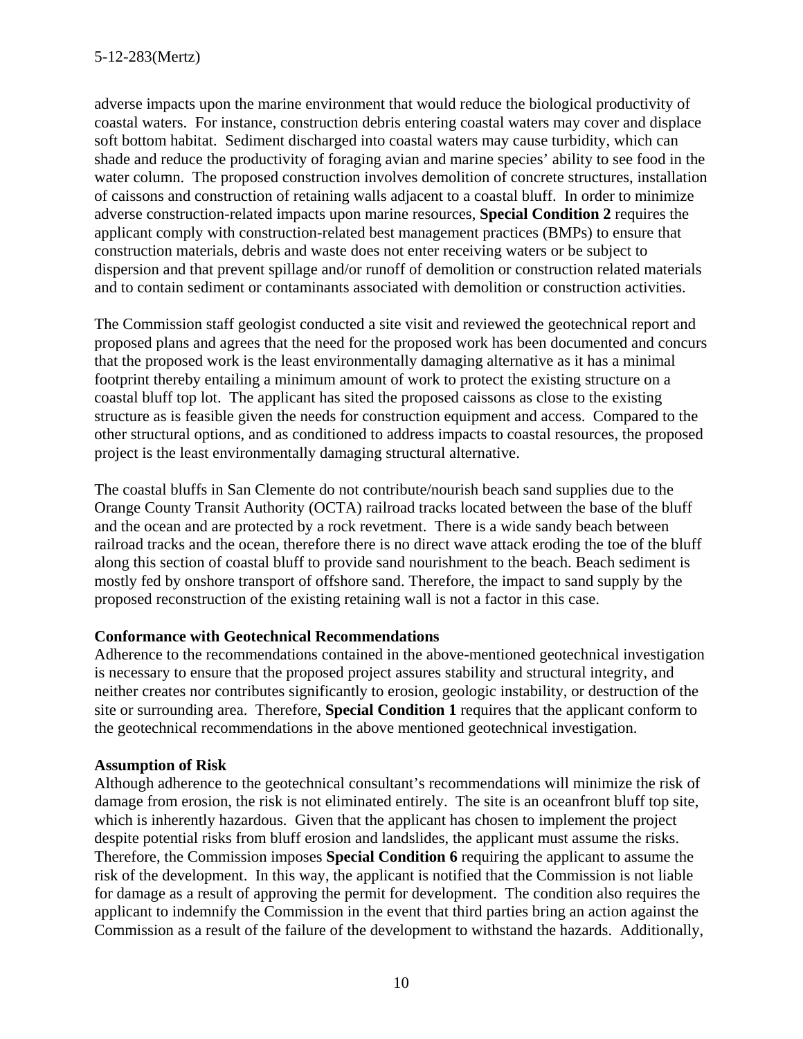adverse impacts upon the marine environment that would reduce the biological productivity of coastal waters. For instance, construction debris entering coastal waters may cover and displace soft bottom habitat. Sediment discharged into coastal waters may cause turbidity, which can shade and reduce the productivity of foraging avian and marine species' ability to see food in the water column. The proposed construction involves demolition of concrete structures, installation of caissons and construction of retaining walls adjacent to a coastal bluff. In order to minimize adverse construction-related impacts upon marine resources, **Special Condition 2** requires the applicant comply with construction-related best management practices (BMPs) to ensure that construction materials, debris and waste does not enter receiving waters or be subject to dispersion and that prevent spillage and/or runoff of demolition or construction related materials and to contain sediment or contaminants associated with demolition or construction activities.

The Commission staff geologist conducted a site visit and reviewed the geotechnical report and proposed plans and agrees that the need for the proposed work has been documented and concurs that the proposed work is the least environmentally damaging alternative as it has a minimal footprint thereby entailing a minimum amount of work to protect the existing structure on a coastal bluff top lot. The applicant has sited the proposed caissons as close to the existing structure as is feasible given the needs for construction equipment and access. Compared to the other structural options, and as conditioned to address impacts to coastal resources, the proposed project is the least environmentally damaging structural alternative.

The coastal bluffs in San Clemente do not contribute/nourish beach sand supplies due to the Orange County Transit Authority (OCTA) railroad tracks located between the base of the bluff and the ocean and are protected by a rock revetment. There is a wide sandy beach between railroad tracks and the ocean, therefore there is no direct wave attack eroding the toe of the bluff along this section of coastal bluff to provide sand nourishment to the beach. Beach sediment is mostly fed by onshore transport of offshore sand. Therefore, the impact to sand supply by the proposed reconstruction of the existing retaining wall is not a factor in this case.

**Conformance with Geotechnical Recommendations**

Adherence to the recommendations contained in the above-mentioned geotechnical investigation is necessary to ensure that the proposed project assures stability and structural integrity, and neither creates nor contributes significantly to erosion, geologic instability, or destruction of the site or surrounding area. Therefore, **Special Condition 1** requires that the applicant conform to the geotechnical recommendations in the above mentioned geotechnical investigation.

**Assumption of Risk**

Although adherence to the geotechnical consultant's recommendations will minimize the risk of damage from erosion, the risk is not eliminated entirely. The site is an oceanfront bluff top site, which is inherently hazardous. Given that the applicant has chosen to implement the project despite potential risks from bluff erosion and landslides, the applicant must assume the risks. Therefore, the Commission imposes **Special Condition 6** requiring the applicant to assume the risk of the development. In this way, the applicant is notified that the Commission is not liable for damage as a result of approving the permit for development. The condition also requires the applicant to indemnify the Commission in the event that third parties bring an action against the Commission as a result of the failure of the development to withstand the hazards. Additionally,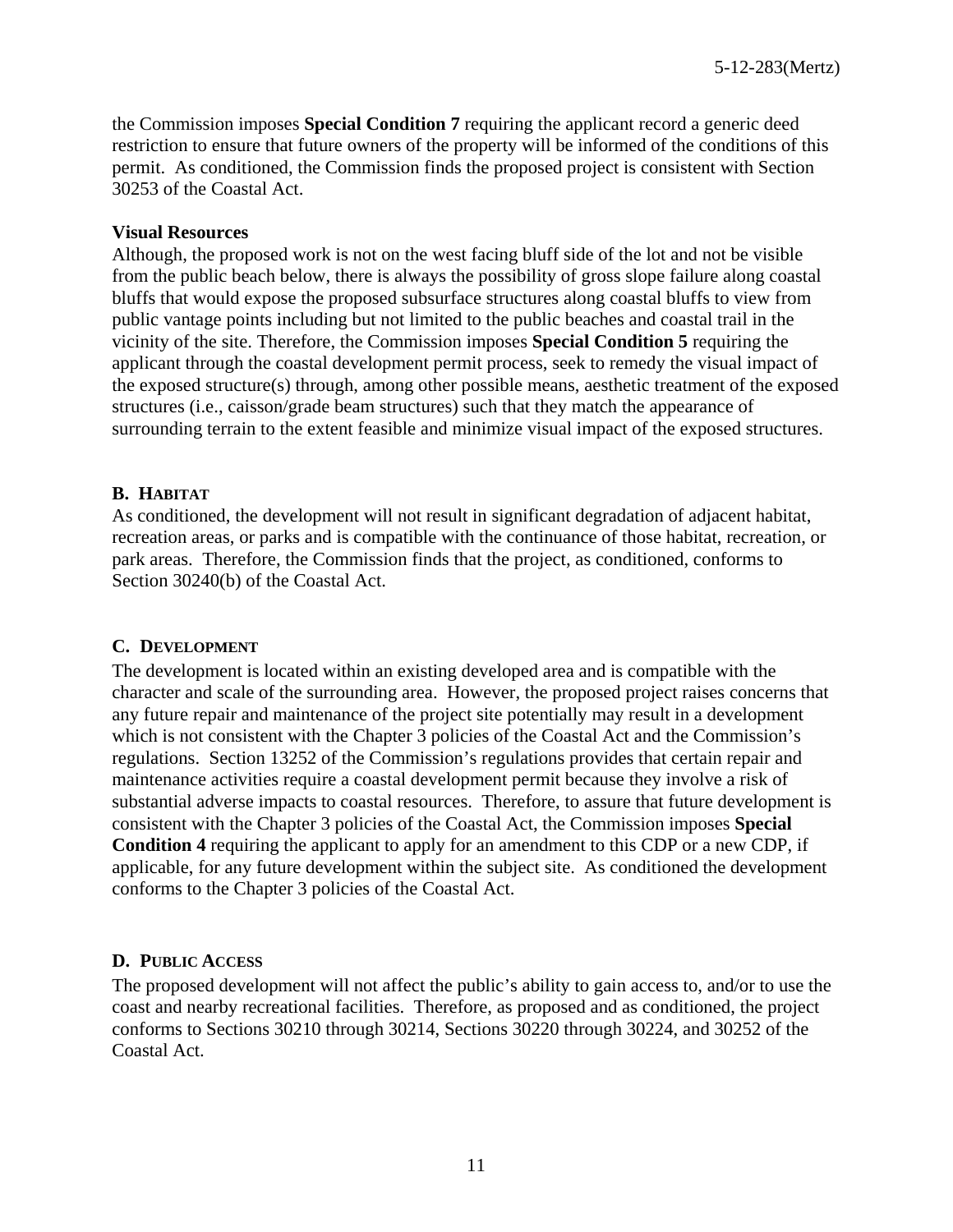the Commission imposes **Special Condition 7** requiring the applicant record a generic deed restriction to ensure that future owners of the property will be informed of the conditions of this permit. As conditioned, the Commission finds the proposed project is consistent with Section 30253 of the Coastal Act.

**Visual Resources**

Although, the proposed work is not on the west facing bluff side of the lot and not be visible from the public beach below, there is always the possibility of gross slope failure along coastal bluffs that would expose the proposed subsurface structures along coastal bluffs to view from public vantage points including but not limited to the public beaches and coastal trail in the vicinity of the site. Therefore, the Commission imposes **Special Condition 5** requiring the applicant through the coastal development permit process, seek to remedy the visual impact of the exposed structure(s) through, among other possible means, aesthetic treatment of the exposed structures (i.e., caisson/grade beam structures) such that they match the appearance of surrounding terrain to the extent feasible and minimize visual impact of the exposed structures.

## B. HABITAT

As conditioned, the development will not result in significant degradation of adjacent habitat, recreation areas, or parks and is compatible with the continuance of those habitat, recreation, or park areas. Therefore, the Commission finds that the project, as conditioned, conforms to Section 30240(b) of the Coastal Act.

## C. DEVELOPMENT

The development is located within an existing developed area and is compatible with the character and scale of the surrounding area. However, the proposed project raises concerns that any future repair and maintenance of the project site potentially may result in a development which is not consistent with the Chapter 3 policies of the Coastal Act and the Commission's regulations. Section 13252 of the Commission's regulations provides that certain repair and maintenance activities require a coastal development permit because they involve a risk of substantial adverse impacts to coastal resources. Therefore, to assure that future development is consistent with the Chapter 3 policies of the Coastal Act, the Commission imposes **Special Condition 4** requiring the applicant to apply for an amendment to this CDP or a new CDP, if applicable, for any future development within the subject site. As conditioned the development conforms to the Chapter 3 policies of the Coastal Act.

## D. PUBLIC ACCESS

The proposed development will not affect the public's ability to gain access to, and/or to use the coast and nearby recreational facilities. Therefore, as proposed and as conditioned, the project conforms to Sections 30210 through 30214, Sections 30220 through 30224, and 30252 of the Coastal Act.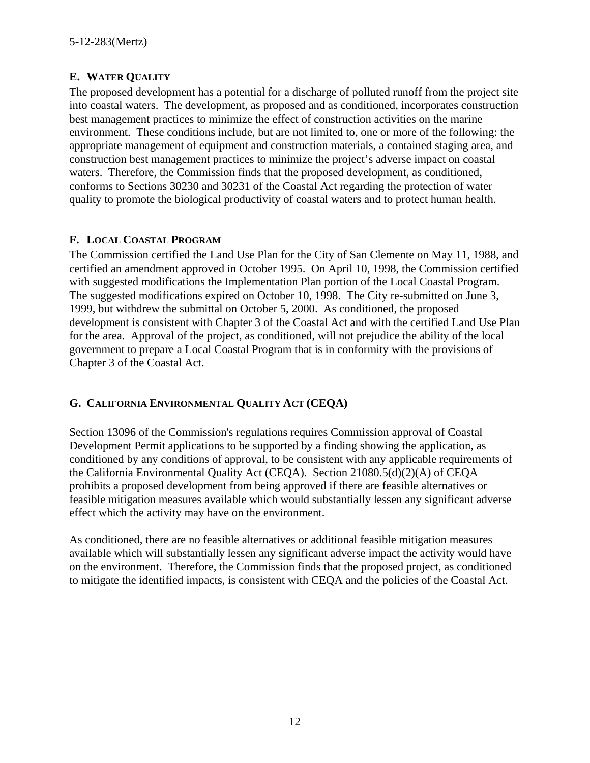## E. WATER QUALITY

The proposed development has a potential for a discharge of polluted runoff from the project site into coastal waters. The development, as proposed and as conditioned, incorporates construction best management practices to minimize the effect of construction activities on the marine environment. These conditions include, but are not limited to, one or more of the following: the appropriate management of equipment and construction materials, a contained staging area, and construction best management practices to minimize the project's adverse impact on coastal waters. Therefore, the Commission finds that the proposed development, as conditioned, conforms to Sections 30230 and 30231 of the Coastal Act regarding the protection of water quality to promote the biological productivity of coastal waters and to protect human health.

## F. LOCAL COASTAL PROGRAM

The Commission certified the Land Use Plan for the City of San Clemente on May 11, 1988, and certified an amendment approved in October 1995. On April 10, 1998, the Commission certified with suggested modifications the Implementation Plan portion of the Local Coastal Program. The suggested modifications expired on October 10, 1998. The City re-submitted on June 3, 1999, but withdrew the submittal on October 5, 2000. As conditioned, the proposed development is consistent with Chapter 3 of the Coastal Act and with the certified Land Use Plan for the area. Approval of the project, as conditioned, will not prejudice the ability of the local government to prepare a Local Coastal Program that is in conformity with the provisions of Chapter 3 of the Coastal Act.

## G. CALIFORNIA ENVIRONMENTAL QUALITY ACT (CEQA)

Section 13096 of the Commission's regulations requires Commission approval of Coastal Development Permit applications to be supported by a finding showing the application, as conditioned by any conditions of approval, to be consistent with any applicable requirements of the California Environmental Quality Act (CEQA). Section 21080.5(d)(2)(A) of CEQA prohibits a proposed development from being approved if there are feasible alternatives or feasible mitigation measures available which would substantially lessen any significant adverse effect which the activity may have on the environment.

As conditioned, there are no feasible alternatives or additional feasible mitigation measures available which will substantially lessen any significant adverse impact the activity would have on the environment. Therefore, the Commission finds that the proposed project, as conditioned to mitigate the identified impacts, is consistent with CEQA and the policies of the Coastal Act.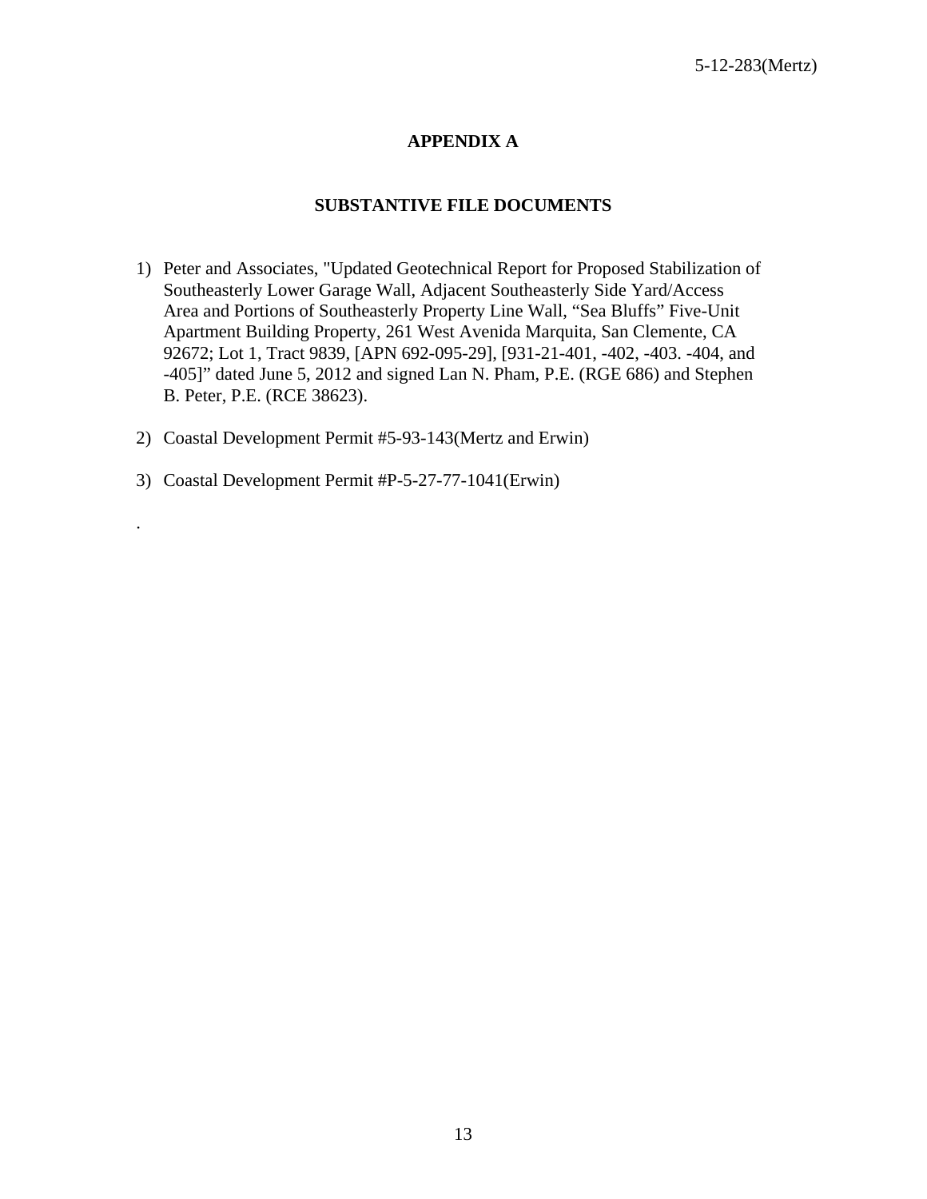# APPENDIX A

## SUBSTANTIVE FILE DOCUMENTS

1) Peter and Associates, "Updated Geotechnical Report for Proposed Stabilization of Southeasterly Lower Garage Wall, Adjacent Southeasterly Side Yard/Access Area and Portions of Southeasterly Property Line Wall, "Sea Bluffs" Five-Unit Apartment Building Property, 261 West Avenida Marquita, San Clemente, CA 92672; Lot 1, Tract 9839, [APN 692-095-29], [931-21-401, -402, -403. -404, and -405]" dated June 5, 2012 and signed Lan N. Pham, P.E. (RGE 686) and Stephen B. Peter, P.E. (RCE 38623).

2) Coastal Development Permit #5-93-143(Mertz and Erwin)

3) Coastal Development Permit #P-5-27-77-1041(Erwin)

.